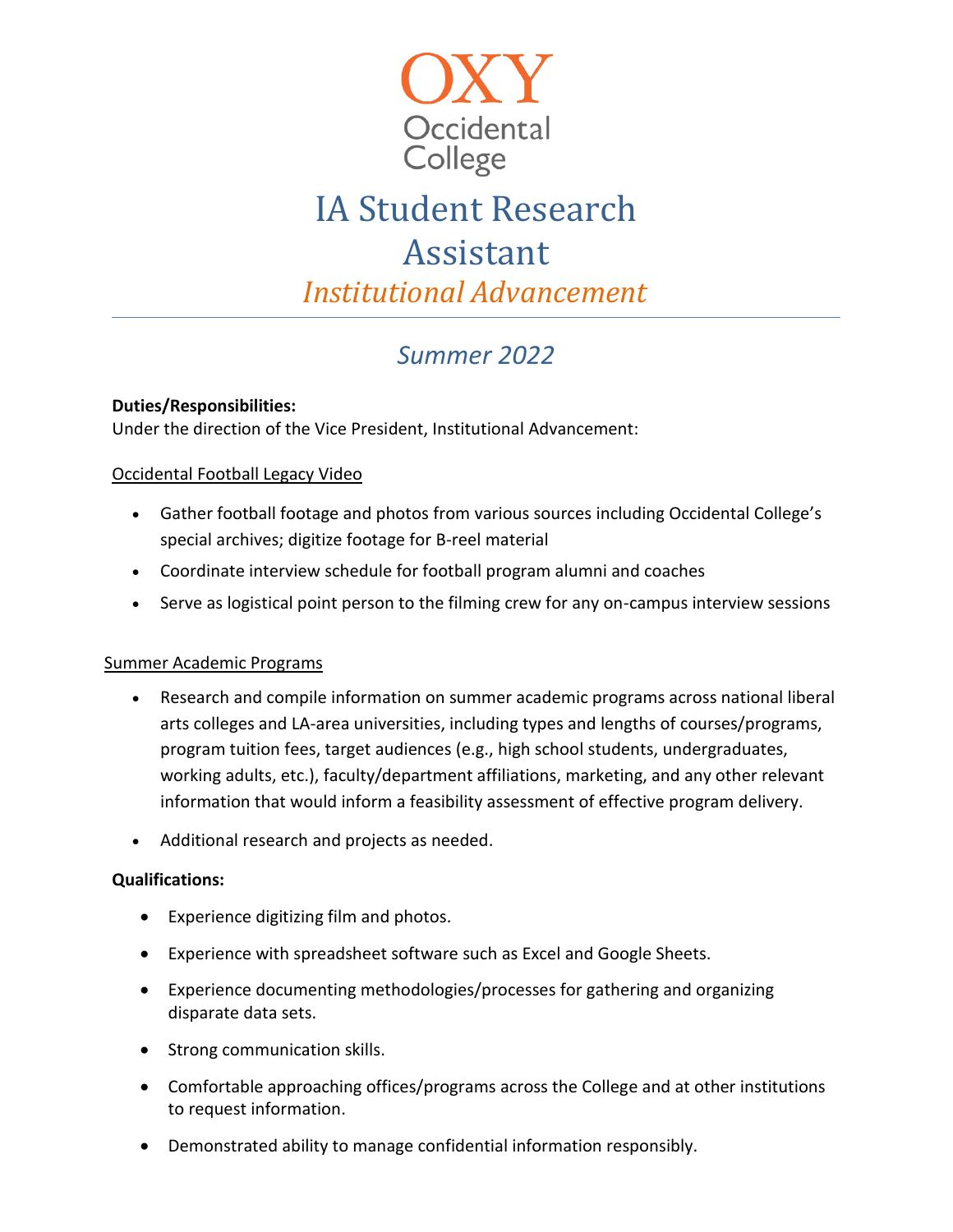OXY

Occidental College

# IA Student Research Assistant

*Institutional Advancement*

## *Summer 2022*

**Duties/Responsibilities:**

Under the direction of the Vice President, Institutional Advancement:

Occidental Football Legacy Video

- Gather football footage and photos from various sources including Occidental College's special archives; digitize footage for B-reel material
- Coordinate interview schedule for football program alumni and coaches
- Serve as logistical point person to the filming crew for any on-campus interview sessions

Summer Academic Programs

- Research and compile information on summer academic programs across national liberal arts colleges and LA-area universities, including types and lengths of courses/programs, program tuition fees, target audiences (e.g., high school students, undergraduates, working adults, etc.), faculty/department affiliations, marketing, and any other relevant information that would inform a feasibility assessment of effective program delivery.
- Additional research and projects as needed.

**Qualifications:**

- Experience digitizing film and photos.
- Experience with spreadsheet software such as Excel and Google Sheets.
- Experience documenting methodologies/processes for gathering and organizing disparate data sets.
- Strong communication skills.
- Comfortable approaching offices/programs across the College and at other institutions to request information.
- Demonstrated ability to manage confidential information responsibly.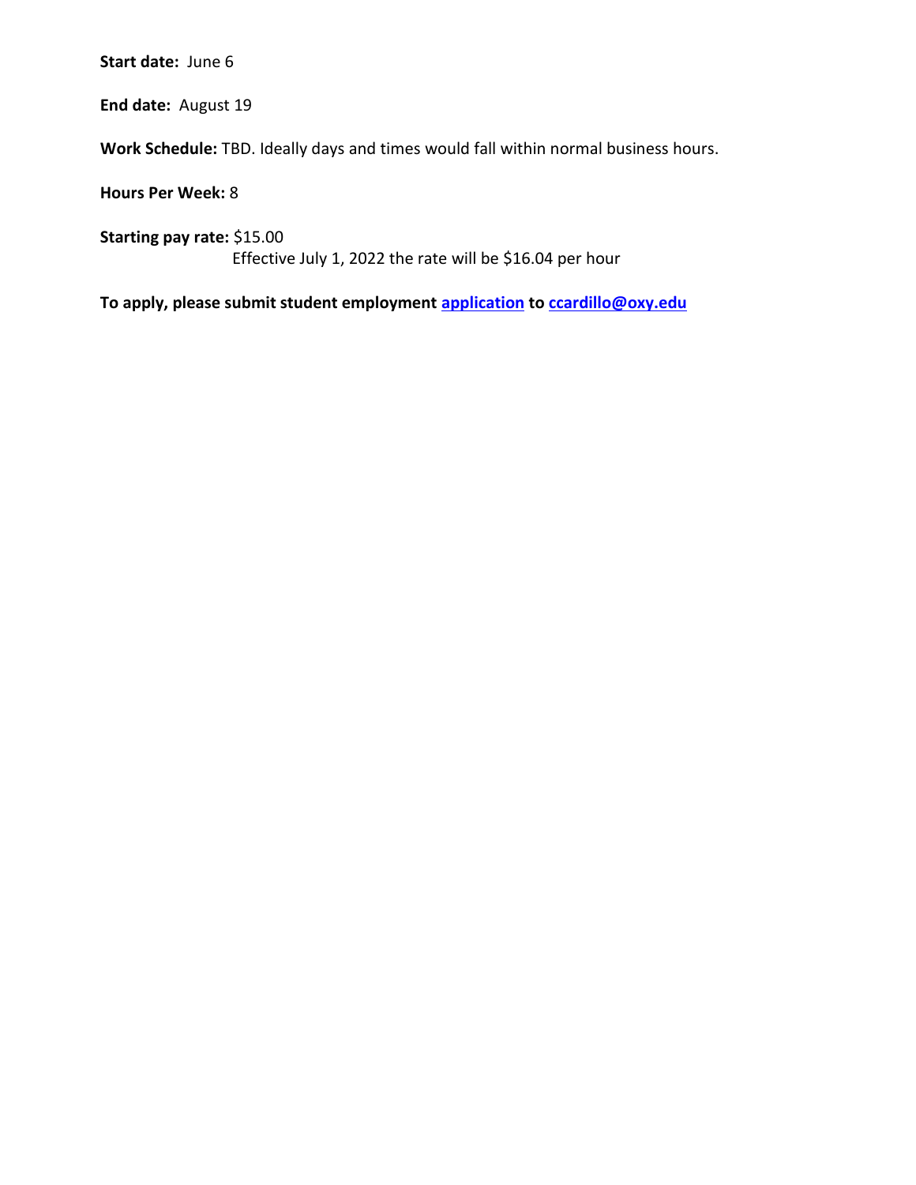**Start date:** June 6

**End date:** August 19

**Work Schedule:** TBD. Ideally days and times would fall within normal business hours.

**Hours Per Week:** 8

**Starting pay rate:** $15.00
Effective July 1, 2022 the rate will be $16.04 per hour

**To apply, please submit student employment application to ccardillo@oxy.edu**